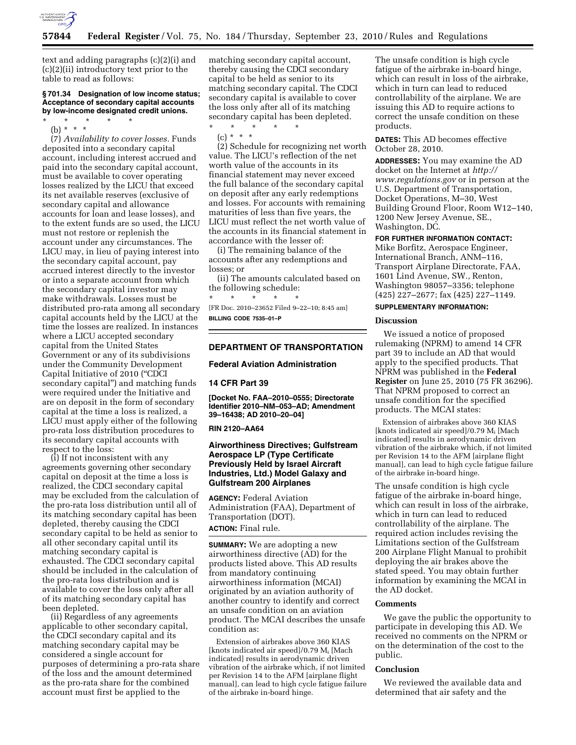text and adding paragraphs (c)(2)(i) and (c)(2)(ii) introductory text prior to the table to read as follows:

**§ 701.34 Designation of low income status; Acceptance of secondary capital accounts by low-income designated credit unions.**

\* \* \* \* \*

(b) \* \* \*

(7) *Availability to cover losses.* Funds deposited into a secondary capital account, including interest accrued and paid into the secondary capital account, must be available to cover operating losses realized by the LICU that exceed its net available reserves (exclusive of secondary capital and allowance accounts for loan and lease losses), and to the extent funds are so used, the LICU must not restore or replenish the account under any circumstances. The LICU may, in lieu of paying interest into the secondary capital account, pay accrued interest directly to the investor or into a separate account from which the secondary capital investor may make withdrawals. Losses must be distributed pro-rata among all secondary capital accounts held by the LICU at the time the losses are realized. In instances where a LICU accepted secondary capital from the United States Government or any of its subdivisions under the Community Development Capital Initiative of 2010 ("CDCI secondary capital") and matching funds were required under the Initiative and are on deposit in the form of secondary capital at the time a loss is realized, a LICU must apply either of the following pro-rata loss distribution procedures to its secondary capital accounts with respect to the loss:

(i) If not inconsistent with any agreements governing other secondary capital on deposit at the time a loss is realized, the CDCI secondary capital may be excluded from the calculation of the pro-rata loss distribution until all of its matching secondary capital has been depleted, thereby causing the CDCI secondary capital to be held as senior to all other secondary capital until its matching secondary capital is exhausted. The CDCI secondary capital should be included in the calculation of the pro-rata loss distribution and is available to cover the loss only after all of its matching secondary capital has been depleted.

(ii) Regardless of any agreements applicable to other secondary capital, the CDCI secondary capital and its matching secondary capital may be considered a single account for purposes of determining a pro-rata share of the loss and the amount determined as the pro-rata share for the combined account must first be applied to the matching secondary capital account, thereby causing the CDCI secondary capital to be held as senior to its matching secondary capital. The CDCI secondary capital is available to cover the loss only after all of its matching secondary capital has been depleted.

\* \* \* \* \*

(c) \* \* \*

(2) Schedule for recognizing net worth value. The LICU's reflection of the net worth value of the accounts in its financial statement may never exceed the full balance of the secondary capital on deposit after any early redemptions and losses. For accounts with remaining maturities of less than five years, the LICU must reflect the net worth value of the accounts in its financial statement in accordance with the lesser of:

(i) The remaining balance of the accounts after any redemptions and losses; or

(ii) The amounts calculated based on the following schedule:

\* \* \* \* \*

[FR Doc. 2010–23652 Filed 9–22–10; 8:45 am]

**BILLING CODE 7535–01–P**

---

## DEPARTMENT OF TRANSPORTATION

### Federal Aviation Administration

### 14 CFR Part 39

**[Docket No. FAA–2010–0555; Directorate Identifier 2010–NM–053–AD; Amendment 39–16438; AD 2010–20–04]**

**RIN 2120–AA64**

## Airworthiness Directives; Gulfstream Aerospace LP (Type Certificate Previously Held by Israel Aircraft Industries, Ltd.) Model Galaxy and Gulfstream 200 Airplanes

**AGENCY:** Federal Aviation Administration (FAA), Department of Transportation (DOT).

**ACTION:** Final rule.

**SUMMARY:** We are adopting a new airworthiness directive (AD) for the products listed above. This AD results from mandatory continuing airworthiness information (MCAI) originated by an aviation authority of another country to identify and correct an unsafe condition on an aviation product. The MCAI describes the unsafe condition as:

> Extension of airbrakes above 360 KIAS [knots indicated air speed]/0.79 $M_i$ [Mach indicated] results in aerodynamic driven vibration of the airbrake which, if not limited per Revision 14 to the AFM [airplane flight manual], can lead to high cycle fatigue failure of the airbrake in-board hinge.

The unsafe condition is high cycle fatigue of the airbrake in-board hinge, which can result in loss of the airbrake, which in turn can lead to reduced controllability of the airplane. We are issuing this AD to require actions to correct the unsafe condition on these products.

**DATES:** This AD becomes effective October 28, 2010.

**ADDRESSES:** You may examine the AD docket on the Internet at *http://www.regulations.gov* or in person at the U.S. Department of Transportation, Docket Operations, M–30, West Building Ground Floor, Room W12–140, 1200 New Jersey Avenue, SE., Washington, DC.

**FOR FURTHER INFORMATION CONTACT:** Mike Borfitz, Aerospace Engineer, International Branch, ANM–116, Transport Airplane Directorate, FAA, 1601 Lind Avenue, SW., Renton, Washington 98057–3356; telephone (425) 227–2677; fax (425) 227–1149.

**SUPPLEMENTARY INFORMATION:**

### Discussion

We issued a notice of proposed rulemaking (NPRM) to amend 14 CFR part 39 to include an AD that would apply to the specified products. That NPRM was published in the **Federal Register** on June 25, 2010 (75 FR 36296). That NPRM proposed to correct an unsafe condition for the specified products. The MCAI states:

> Extension of airbrakes above 360 KIAS [knots indicated air speed]/0.79 $M_i$ [Mach indicated] results in aerodynamic driven vibration of the airbrake which, if not limited per Revision 14 to the AFM [airplane flight manual], can lead to high cycle fatigue failure of the airbrake in-board hinge.

The unsafe condition is high cycle fatigue of the airbrake in-board hinge, which can result in loss of the airbrake, which in turn can lead to reduced controllability of the airplane. The required action includes revising the Limitations section of the Gulfstream 200 Airplane Flight Manual to prohibit deploying the air brakes above the stated speed. You may obtain further information by examining the MCAI in the AD docket.

### Comments

We gave the public the opportunity to participate in developing this AD. We received no comments on the NPRM or on the determination of the cost to the public.

### Conclusion

We reviewed the available data and determined that air safety and the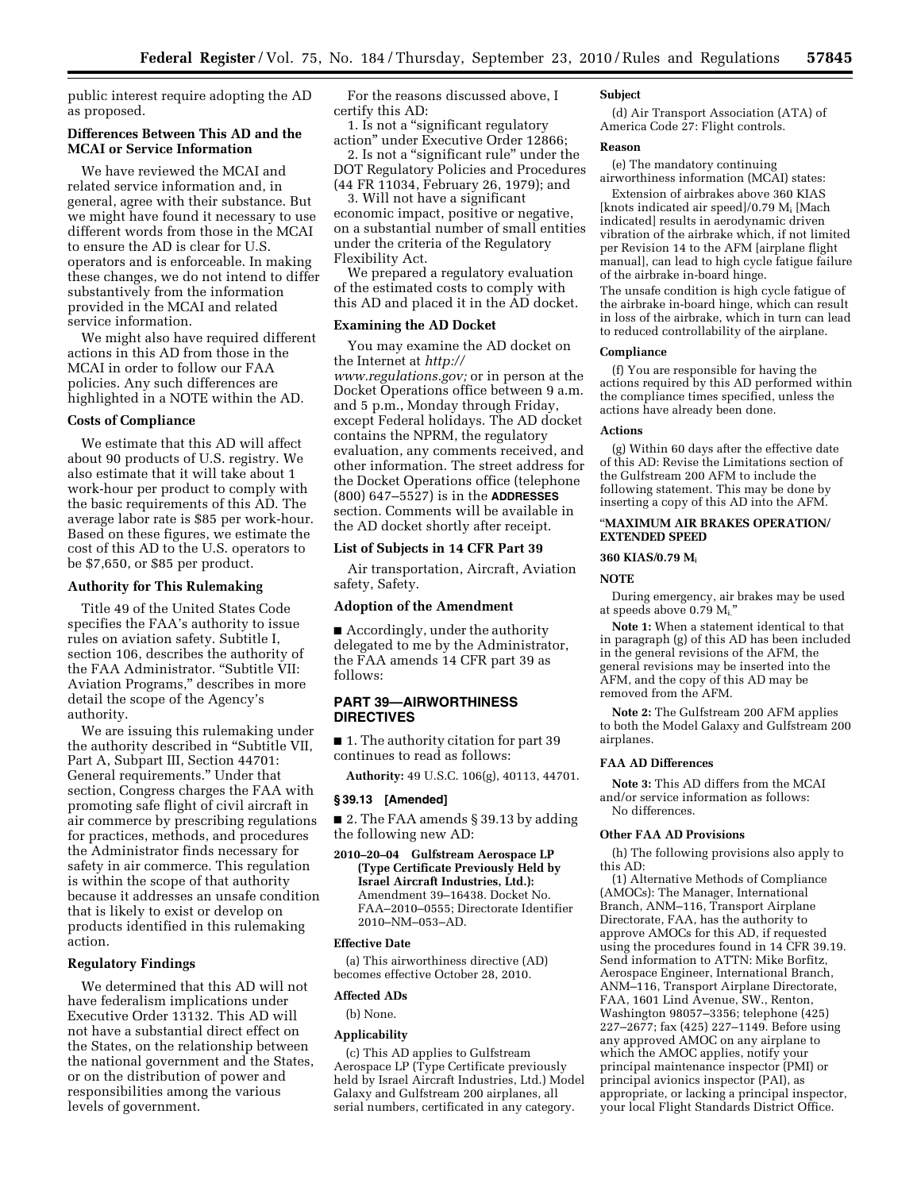public interest require adopting the AD as proposed.

### Differences Between This AD and the MCAI or Service Information

We have reviewed the MCAI and related service information and, in general, agree with their substance. But we might have found it necessary to use different words from those in the MCAI to ensure the AD is clear for U.S. operators and is enforceable. In making these changes, we do not intend to differ substantively from the information provided in the MCAI and related service information.

We might also have required different actions in this AD from those in the MCAI in order to follow our FAA policies. Any such differences are highlighted in a NOTE within the AD.

### Costs of Compliance

We estimate that this AD will affect about 90 products of U.S. registry. We also estimate that it will take about 1 work-hour per product to comply with the basic requirements of this AD. The average labor rate is $85 per work-hour. Based on these figures, we estimate the cost of this AD to the U.S. operators to be $7,650, or $85 per product.

### Authority for This Rulemaking

Title 49 of the United States Code specifies the FAA's authority to issue rules on aviation safety. Subtitle I, section 106, describes the authority of the FAA Administrator. "Subtitle VII: Aviation Programs," describes in more detail the scope of the Agency's authority.

We are issuing this rulemaking under the authority described in "Subtitle VII, Part A, Subpart III, Section 44701: General requirements." Under that section, Congress charges the FAA with promoting safe flight of civil aircraft in air commerce by prescribing regulations for practices, methods, and procedures the Administrator finds necessary for safety in air commerce. This regulation is within the scope of that authority because it addresses an unsafe condition that is likely to exist or develop on products identified in this rulemaking action.

### Regulatory Findings

We determined that this AD will not have federalism implications under Executive Order 13132. This AD will not have a substantial direct effect on the States, on the relationship between the national government and the States, or on the distribution of power and responsibilities among the various levels of government.

For the reasons discussed above, I certify this AD:

1. Is not a "significant regulatory action" under Executive Order 12866;
2. Is not a "significant rule" under the DOT Regulatory Policies and Procedures (44 FR 11034, February 26, 1979); and
3. Will not have a significant economic impact, positive or negative, on a substantial number of small entities under the criteria of the Regulatory Flexibility Act.

We prepared a regulatory evaluation of the estimated costs to comply with this AD and placed it in the AD docket.

### Examining the AD Docket

You may examine the AD docket on the Internet at *http://www.regulations.gov;* or in person at the Docket Operations office between 9 a.m. and 5 p.m., Monday through Friday, except Federal holidays. The AD docket contains the NPRM, the regulatory evaluation, any comments received, and other information. The street address for the Docket Operations office (telephone (800) 647–5527) is in the **ADDRESSES** section. Comments will be available in the AD docket shortly after receipt.

### List of Subjects in 14 CFR Part 39

Air transportation, Aircraft, Aviation safety, Safety.

### Adoption of the Amendment

■ Accordingly, under the authority delegated to me by the Administrator, the FAA amends 14 CFR part 39 as follows:

## PART 39—AIRWORTHINESS DIRECTIVES

■ 1. The authority citation for part 39 continues to read as follows:

**Authority:** 49 U.S.C. 106(g), 40113, 44701.

### § 39.13 [Amended]

■ 2. The FAA amends § 39.13 by adding the following new AD:

**2010–20–04 Gulfstream Aerospace LP (Type Certificate Previously Held by Israel Aircraft Industries, Ltd.):** Amendment 39–16438. Docket No. FAA–2010–0555; Directorate Identifier 2010–NM–053–AD.

#### Effective Date

(a) This airworthiness directive (AD) becomes effective October 28, 2010.

#### Affected ADs

(b) None.

#### Applicability

(c) This AD applies to Gulfstream Aerospace LP (Type Certificate previously held by Israel Aircraft Industries, Ltd.) Model Galaxy and Gulfstream 200 airplanes, all serial numbers, certificated in any category.

#### Subject

(d) Air Transport Association (ATA) of America Code 27: Flight controls.

#### Reason

(e) The mandatory continuing airworthiness information (MCAI) states:

Extension of airbrakes above 360 KIAS [knots indicated air speed]/0.79 $M_i$ [Mach indicated] results in aerodynamic driven vibration of the airbrake which, if not limited per Revision 14 to the AFM [airplane flight manual], can lead to high cycle fatigue failure of the airbrake in-board hinge.

The unsafe condition is high cycle fatigue of the airbrake in-board hinge, which can result in loss of the airbrake, which in turn can lead to reduced controllability of the airplane.

#### Compliance

(f) You are responsible for having the actions required by this AD performed within the compliance times specified, unless the actions have already been done.

#### Actions

(g) Within 60 days after the effective date of this AD: Revise the Limitations section of the Gulfstream 200 AFM to include the following statement. This may be done by inserting a copy of this AD into the AFM.

"**MAXIMUM AIR BRAKES OPERATION/ EXTENDED SPEED**

**360 KIAS/0.79 $M_i$**

**NOTE**

During emergency, air brakes may be used at speeds above 0.79 $M_i$."

**Note 1:** When a statement identical to that in paragraph (g) of this AD has been included in the general revisions of the AFM, the general revisions may be inserted into the AFM, and the copy of this AD may be removed from the AFM.

**Note 2:** The Gulfstream 200 AFM applies to both the Model Galaxy and Gulfstream 200 airplanes.

#### FAA AD Differences

**Note 3:** This AD differs from the MCAI and/or service information as follows: No differences.

#### Other FAA AD Provisions

(h) The following provisions also apply to this AD:

(1) Alternative Methods of Compliance (AMOCs): The Manager, International Branch, ANM–116, Transport Airplane Directorate, FAA, has the authority to approve AMOCs for this AD, if requested using the procedures found in 14 CFR 39.19. Send information to ATTN: Mike Borfitz, Aerospace Engineer, International Branch, ANM–116, Transport Airplane Directorate, FAA, 1601 Lind Avenue, SW., Renton, Washington 98057–3356; telephone (425) 227–2677; fax (425) 227–1149. Before using any approved AMOC on any airplane to which the AMOC applies, notify your principal maintenance inspector (PMI) or principal avionics inspector (PAI), as appropriate, or lacking a principal inspector, your local Flight Standards District Office.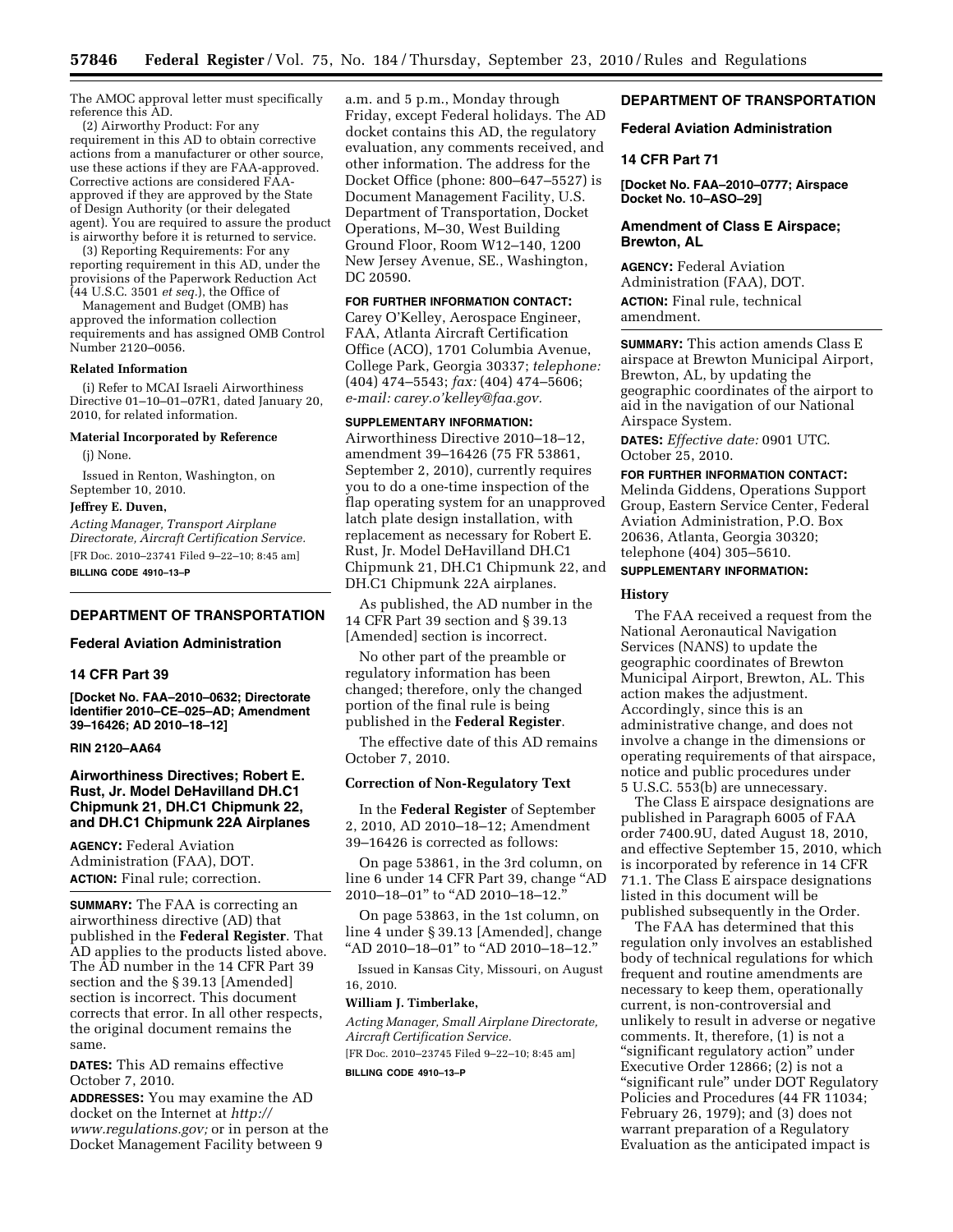The AMOC approval letter must specifically reference this AD.

(2) Airworthy Product: For any requirement in this AD to obtain corrective actions from a manufacturer or other source, use these actions if they are FAA-approved. Corrective actions are considered FAA-approved if they are approved by the State of Design Authority (or their delegated agent). You are required to assure the product is airworthy before it is returned to service.

(3) Reporting Requirements: For any reporting requirement in this AD, under the provisions of the Paperwork Reduction Act (44 U.S.C. 3501 *et seq.*), the Office of Management and Budget (OMB) has approved the information collection requirements and has assigned OMB Control Number 2120–0056.

**Related Information**

(i) Refer to MCAI Israeli Airworthiness Directive 01–10–01–07R1, dated January 20, 2010, for related information.

**Material Incorporated by Reference**

(j) None.

Issued in Renton, Washington, on September 10, 2010.

**Jeffrey E. Duven,**

*Acting Manager, Transport Airplane Directorate, Aircraft Certification Service.*

[FR Doc. 2010–23741 Filed 9–22–10; 8:45 am]

**BILLING CODE 4910–13–P**

## DEPARTMENT OF TRANSPORTATION

## Federal Aviation Administration

### 14 CFR Part 39

**[Docket No. FAA–2010–0632; Directorate Identifier 2010–CE–025–AD; Amendment 39–16426; AD 2010–18–12]**

**RIN 2120–AA64**

### Airworthiness Directives; Robert E. Rust, Jr. Model DeHavilland DH.C1 Chipmunk 21, DH.C1 Chipmunk 22, and DH.C1 Chipmunk 22A Airplanes

**AGENCY:** Federal Aviation Administration (FAA), DOT.

**ACTION:** Final rule; correction.

**SUMMARY:** The FAA is correcting an airworthiness directive (AD) that published in the **Federal Register**. That AD applies to the products listed above. The AD number in the 14 CFR Part 39 section and the § 39.13 [Amended] section is incorrect. This document corrects that error. In all other respects, the original document remains the same.

**DATES:** This AD remains effective October 7, 2010.

**ADDRESSES:** You may examine the AD docket on the Internet at *http://www.regulations.gov;* or in person at the Docket Management Facility between 9 a.m. and 5 p.m., Monday through Friday, except Federal holidays. The AD docket contains this AD, the regulatory evaluation, any comments received, and other information. The address for the Docket Office (phone: 800–647–5527) is Document Management Facility, U.S. Department of Transportation, Docket Operations, M–30, West Building Ground Floor, Room W12–140, 1200 New Jersey Avenue, SE., Washington, DC 20590.

**FOR FURTHER INFORMATION CONTACT:** Carey O'Kelley, Aerospace Engineer, FAA, Atlanta Aircraft Certification Office (ACO), 1701 Columbia Avenue, College Park, Georgia 30337; *telephone:* (404) 474–5543; *fax:* (404) 474–5606; *e-mail: carey.o'kelley@faa.gov.*

**SUPPLEMENTARY INFORMATION:** Airworthiness Directive 2010–18–12, amendment 39–16426 (75 FR 53861, September 2, 2010), currently requires you to do a one-time inspection of the flap operating system for an unapproved latch plate design installation, with replacement as necessary for Robert E. Rust, Jr. Model DeHavilland DH.C1 Chipmunk 21, DH.C1 Chipmunk 22, and DH.C1 Chipmunk 22A airplanes.

As published, the AD number in the 14 CFR Part 39 section and § 39.13 [Amended] section is incorrect.

No other part of the preamble or regulatory information has been changed; therefore, only the changed portion of the final rule is being published in the **Federal Register**.

The effective date of this AD remains October 7, 2010.

**Correction of Non-Regulatory Text**

In the **Federal Register** of September 2, 2010, AD 2010–18–12; Amendment 39–16426 is corrected as follows:

On page 53861, in the 3rd column, on line 6 under 14 CFR Part 39, change "AD 2010–18–01" to "AD 2010–18–12."

On page 53863, in the 1st column, on line 4 under § 39.13 [Amended], change "AD 2010–18–01" to "AD 2010–18–12."

Issued in Kansas City, Missouri, on August 16, 2010.

**William J. Timberlake,**

*Acting Manager, Small Airplane Directorate, Aircraft Certification Service.*

[FR Doc. 2010–23745 Filed 9–22–10; 8:45 am]

**BILLING CODE 4910–13–P**

## DEPARTMENT OF TRANSPORTATION

## Federal Aviation Administration

### 14 CFR Part 71

**[Docket No. FAA–2010–0777; Airspace Docket No. 10–ASO–29]**

### Amendment of Class E Airspace; Brewton, AL

**AGENCY:** Federal Aviation Administration (FAA), DOT.

**ACTION:** Final rule, technical amendment.

**SUMMARY:** This action amends Class E airspace at Brewton Municipal Airport, Brewton, AL, by updating the geographic coordinates of the airport to aid in the navigation of our National Airspace System.

**DATES:** *Effective date:* 0901 UTC. October 25, 2010.

**FOR FURTHER INFORMATION CONTACT:** Melinda Giddens, Operations Support Group, Eastern Service Center, Federal Aviation Administration, P.O. Box 20636, Atlanta, Georgia 30320; telephone (404) 305–5610.

**SUPPLEMENTARY INFORMATION:**

**History**

The FAA received a request from the National Aeronautical Navigation Services (NANS) to update the geographic coordinates of Brewton Municipal Airport, Brewton, AL. This action makes the adjustment. Accordingly, since this is an administrative change, and does not involve a change in the dimensions or operating requirements of that airspace, notice and public procedures under 5 U.S.C. 553(b) are unnecessary.

The Class E airspace designations are published in Paragraph 6005 of FAA order 7400.9U, dated August 18, 2010, and effective September 15, 2010, which is incorporated by reference in 14 CFR 71.1. The Class E airspace designations listed in this document will be published subsequently in the Order.

The FAA has determined that this regulation only involves an established body of technical regulations for which frequent and routine amendments are necessary to keep them, operationally current, is non-controversial and unlikely to result in adverse or negative comments. It, therefore, (1) is not a "significant regulatory action" under Executive Order 12866; (2) is not a "significant rule" under DOT Regulatory Policies and Procedures (44 FR 11034; February 26, 1979); and (3) does not warrant preparation of a Regulatory Evaluation as the anticipated impact is